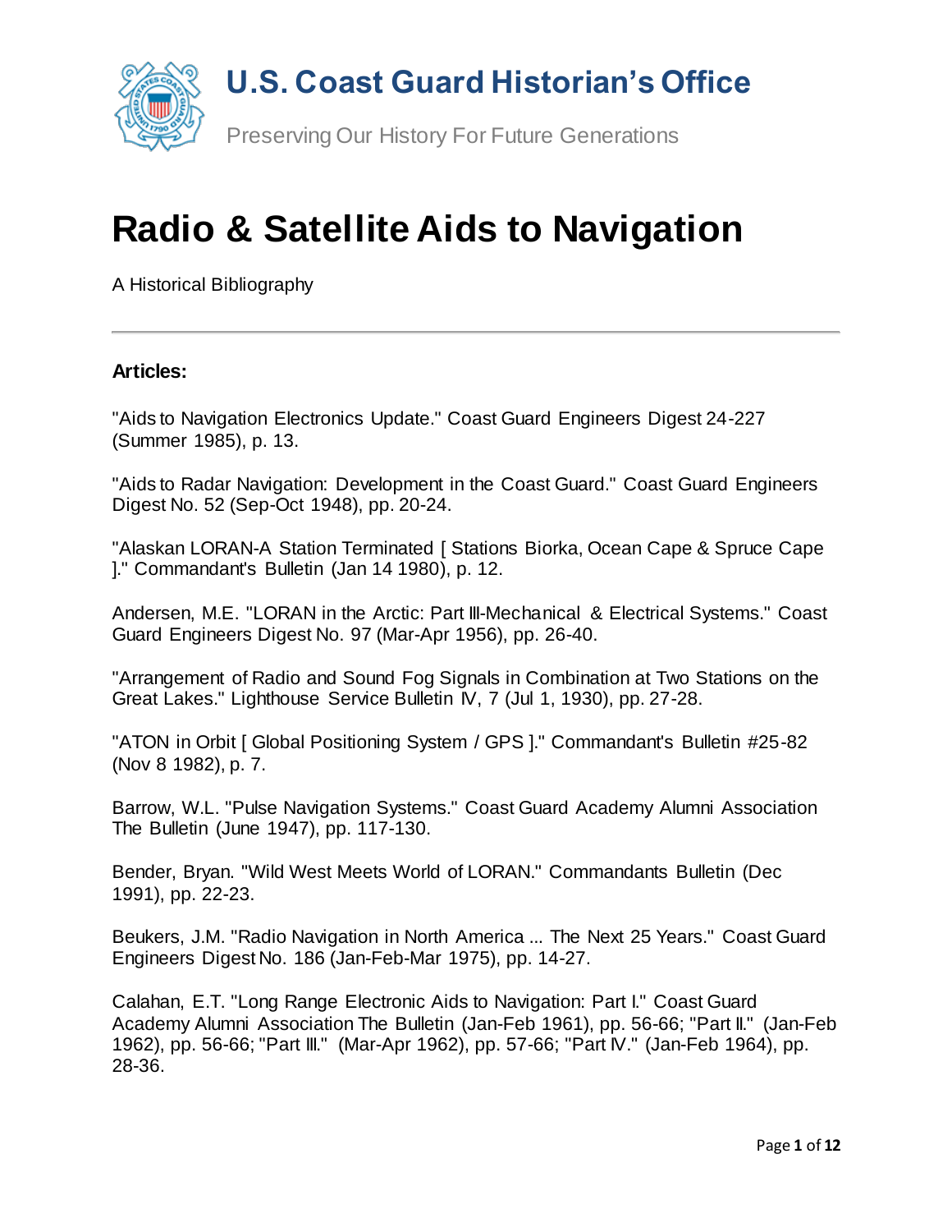# U.S. Coast Guard Historian's Office

Preserving Our History For Future Generations

# Radio & Satellite Aids to Navigation

A Historical Bibliography

---

**Articles:**

"Aids to Navigation Electronics Update." Coast Guard Engineers Digest 24-227 (Summer 1985), p. 13.

"Aids to Radar Navigation: Development in the Coast Guard." Coast Guard Engineers Digest No. 52 (Sep-Oct 1948), pp. 20-24.

"Alaskan LORAN-A Station Terminated [ Stations Biorka, Ocean Cape & Spruce Cape ]." Commandant's Bulletin (Jan 14 1980), p. 12.

Andersen, M.E. "LORAN in the Arctic: Part III-Mechanical & Electrical Systems." Coast Guard Engineers Digest No. 97 (Mar-Apr 1956), pp. 26-40.

"Arrangement of Radio and Sound Fog Signals in Combination at Two Stations on the Great Lakes." Lighthouse Service Bulletin IV, 7 (Jul 1, 1930), pp. 27-28.

"ATON in Orbit [ Global Positioning System / GPS ]." Commandant's Bulletin #25-82 (Nov 8 1982), p. 7.

Barrow, W.L. "Pulse Navigation Systems." Coast Guard Academy Alumni Association The Bulletin (June 1947), pp. 117-130.

Bender, Bryan. "Wild West Meets World of LORAN." Commandants Bulletin (Dec 1991), pp. 22-23.

Beukers, J.M. "Radio Navigation in North America ... The Next 25 Years." Coast Guard Engineers Digest No. 186 (Jan-Feb-Mar 1975), pp. 14-27.

Calahan, E.T. "Long Range Electronic Aids to Navigation: Part I." Coast Guard Academy Alumni Association The Bulletin (Jan-Feb 1961), pp. 56-66; "Part II." (Jan-Feb 1962), pp. 56-66; "Part III." (Mar-Apr 1962), pp. 57-66; "Part IV." (Jan-Feb 1964), pp. 28-36.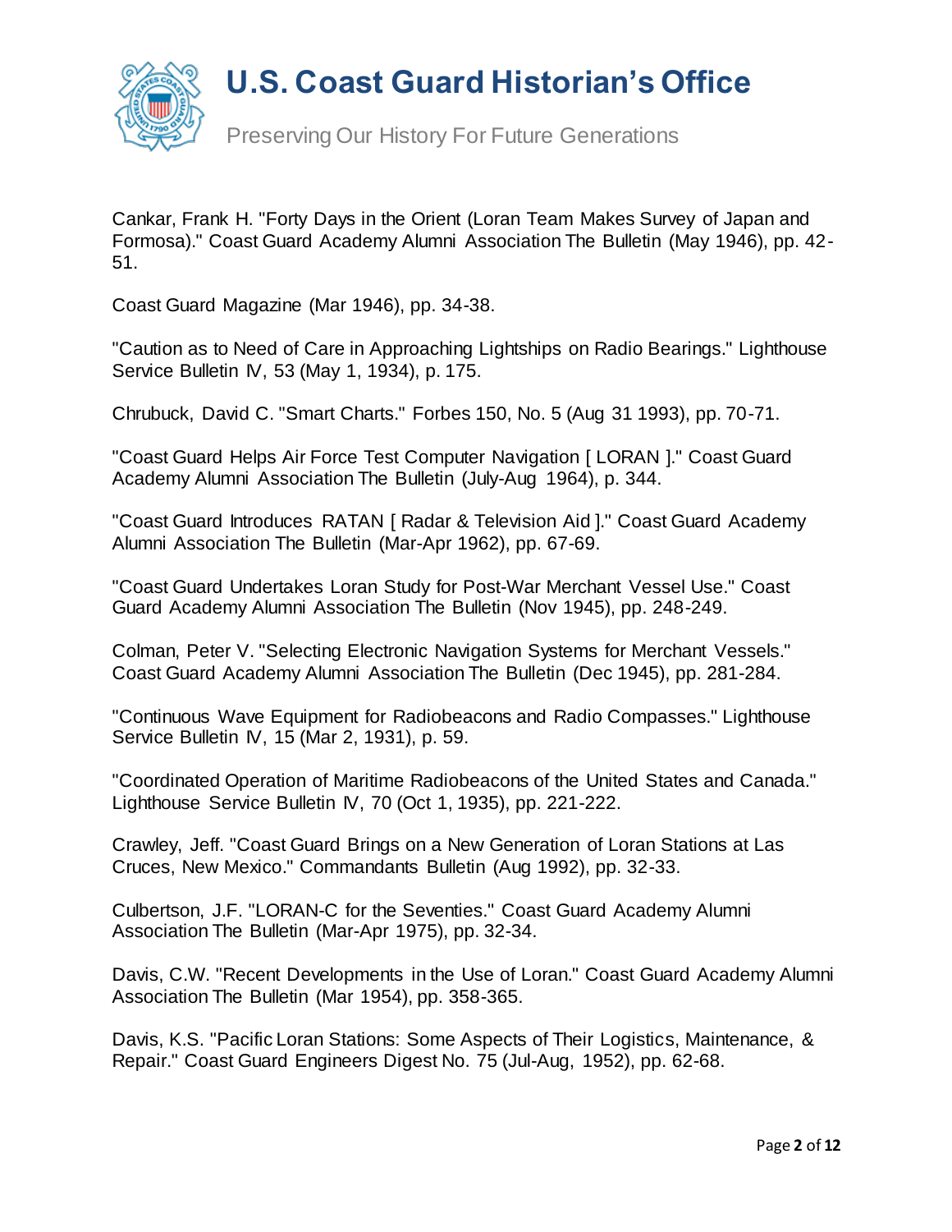Cankar, Frank H. "Forty Days in the Orient (Loran Team Makes Survey of Japan and Formosa)." Coast Guard Academy Alumni Association The Bulletin (May 1946), pp. 42-51.

Coast Guard Magazine (Mar 1946), pp. 34-38.

"Caution as to Need of Care in Approaching Lightships on Radio Bearings." Lighthouse Service Bulletin IV, 53 (May 1, 1934), p. 175.

Chrubuck, David C. "Smart Charts." Forbes 150, No. 5 (Aug 31 1993), pp. 70-71.

"Coast Guard Helps Air Force Test Computer Navigation [ LORAN ]." Coast Guard Academy Alumni Association The Bulletin (July-Aug 1964), p. 344.

"Coast Guard Introduces RATAN [ Radar & Television Aid ]." Coast Guard Academy Alumni Association The Bulletin (Mar-Apr 1962), pp. 67-69.

"Coast Guard Undertakes Loran Study for Post-War Merchant Vessel Use." Coast Guard Academy Alumni Association The Bulletin (Nov 1945), pp. 248-249.

Colman, Peter V. "Selecting Electronic Navigation Systems for Merchant Vessels." Coast Guard Academy Alumni Association The Bulletin (Dec 1945), pp. 281-284.

"Continuous Wave Equipment for Radiobeacons and Radio Compasses." Lighthouse Service Bulletin IV, 15 (Mar 2, 1931), p. 59.

"Coordinated Operation of Maritime Radiobeacons of the United States and Canada." Lighthouse Service Bulletin IV, 70 (Oct 1, 1935), pp. 221-222.

Crawley, Jeff. "Coast Guard Brings on a New Generation of Loran Stations at Las Cruces, New Mexico." Commandants Bulletin (Aug 1992), pp. 32-33.

Culbertson, J.F. "LORAN-C for the Seventies." Coast Guard Academy Alumni Association The Bulletin (Mar-Apr 1975), pp. 32-34.

Davis, C.W. "Recent Developments in the Use of Loran." Coast Guard Academy Alumni Association The Bulletin (Mar 1954), pp. 358-365.

Davis, K.S. "Pacific Loran Stations: Some Aspects of Their Logistics, Maintenance, & Repair." Coast Guard Engineers Digest No. 75 (Jul-Aug, 1952), pp. 62-68.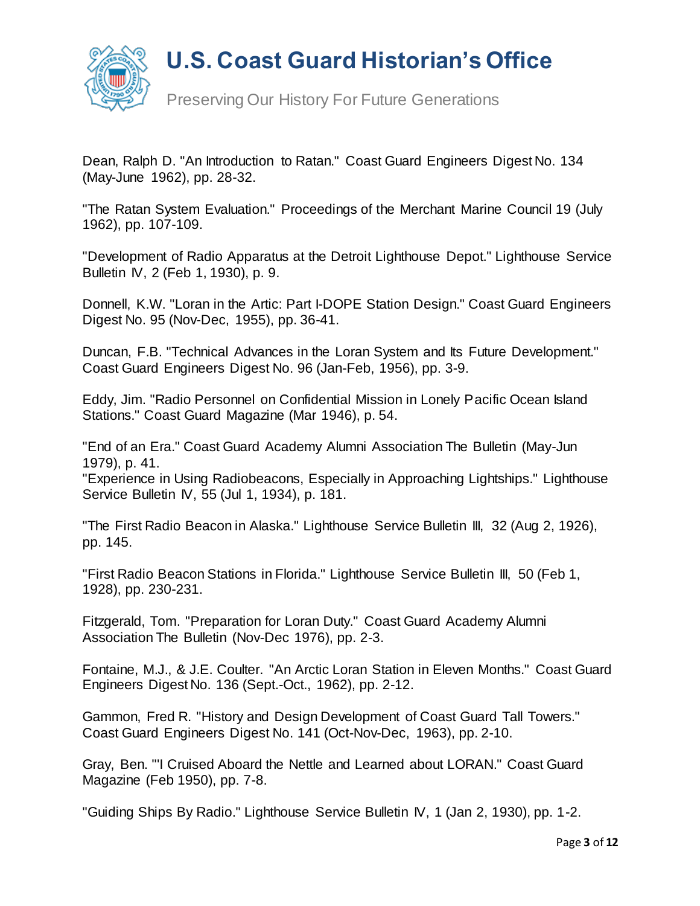Dean, Ralph D. "An Introduction to Ratan." Coast Guard Engineers Digest No. 134 (May-June 1962), pp. 28-32.

"The Ratan System Evaluation." Proceedings of the Merchant Marine Council 19 (July 1962), pp. 107-109.

"Development of Radio Apparatus at the Detroit Lighthouse Depot." Lighthouse Service Bulletin IV, 2 (Feb 1, 1930), p. 9.

Donnell, K.W. "Loran in the Artic: Part I-DOPE Station Design." Coast Guard Engineers Digest No. 95 (Nov-Dec, 1955), pp. 36-41.

Duncan, F.B. "Technical Advances in the Loran System and Its Future Development." Coast Guard Engineers Digest No. 96 (Jan-Feb, 1956), pp. 3-9.

Eddy, Jim. "Radio Personnel on Confidential Mission in Lonely Pacific Ocean Island Stations." Coast Guard Magazine (Mar 1946), p. 54.

"End of an Era." Coast Guard Academy Alumni Association The Bulletin (May-Jun 1979), p. 41.
"Experience in Using Radiobeacons, Especially in Approaching Lightships." Lighthouse Service Bulletin IV, 55 (Jul 1, 1934), p. 181.

"The First Radio Beacon in Alaska." Lighthouse Service Bulletin III, 32 (Aug 2, 1926), pp. 145.

"First Radio Beacon Stations in Florida." Lighthouse Service Bulletin III, 50 (Feb 1, 1928), pp. 230-231.

Fitzgerald, Tom. "Preparation for Loran Duty." Coast Guard Academy Alumni Association The Bulletin (Nov-Dec 1976), pp. 2-3.

Fontaine, M.J., & J.E. Coulter. "An Arctic Loran Station in Eleven Months." Coast Guard Engineers Digest No. 136 (Sept.-Oct., 1962), pp. 2-12.

Gammon, Fred R. "History and Design Development of Coast Guard Tall Towers." Coast Guard Engineers Digest No. 141 (Oct-Nov-Dec, 1963), pp. 2-10.

Gray, Ben. "'I Cruised Aboard the Nettle and Learned about LORAN." Coast Guard Magazine (Feb 1950), pp. 7-8.

"Guiding Ships By Radio." Lighthouse Service Bulletin IV, 1 (Jan 2, 1930), pp. 1-2.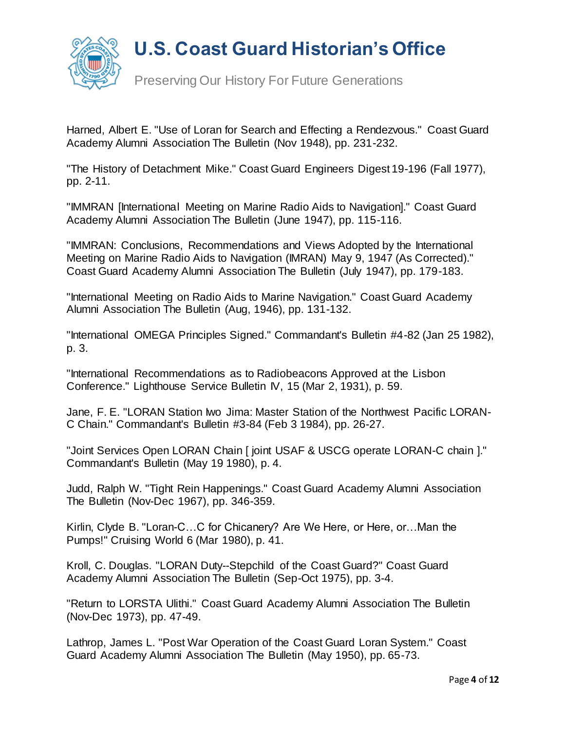Harned, Albert E. "Use of Loran for Search and Effecting a Rendezvous." Coast Guard Academy Alumni Association The Bulletin (Nov 1948), pp. 231-232.

"The History of Detachment Mike." Coast Guard Engineers Digest 19-196 (Fall 1977), pp. 2-11.

"IMMRAN [International Meeting on Marine Radio Aids to Navigation]." Coast Guard Academy Alumni Association The Bulletin (June 1947), pp. 115-116.

"IMMRAN: Conclusions, Recommendations and Views Adopted by the International Meeting on Marine Radio Aids to Navigation (IMRAN) May 9, 1947 (As Corrected)." Coast Guard Academy Alumni Association The Bulletin (July 1947), pp. 179-183.

"International Meeting on Radio Aids to Marine Navigation." Coast Guard Academy Alumni Association The Bulletin (Aug, 1946), pp. 131-132.

"International OMEGA Principles Signed." Commandant's Bulletin #4-82 (Jan 25 1982), p. 3.

"International Recommendations as to Radiobeacons Approved at the Lisbon Conference." Lighthouse Service Bulletin IV, 15 (Mar 2, 1931), p. 59.

Jane, F. E. "LORAN Station Iwo Jima: Master Station of the Northwest Pacific LORAN-C Chain." Commandant's Bulletin #3-84 (Feb 3 1984), pp. 26-27.

"Joint Services Open LORAN Chain [ joint USAF & USCG operate LORAN-C chain ]." Commandant's Bulletin (May 19 1980), p. 4.

Judd, Ralph W. "Tight Rein Happenings." Coast Guard Academy Alumni Association The Bulletin (Nov-Dec 1967), pp. 346-359.

Kirlin, Clyde B. "Loran-C…C for Chicanery? Are We Here, or Here, or…Man the Pumps!" Cruising World 6 (Mar 1980), p. 41.

Kroll, C. Douglas. "LORAN Duty--Stepchild of the Coast Guard?" Coast Guard Academy Alumni Association The Bulletin (Sep-Oct 1975), pp. 3-4.

"Return to LORSTA Ulithi." Coast Guard Academy Alumni Association The Bulletin (Nov-Dec 1973), pp. 47-49.

Lathrop, James L. "Post War Operation of the Coast Guard Loran System." Coast Guard Academy Alumni Association The Bulletin (May 1950), pp. 65-73.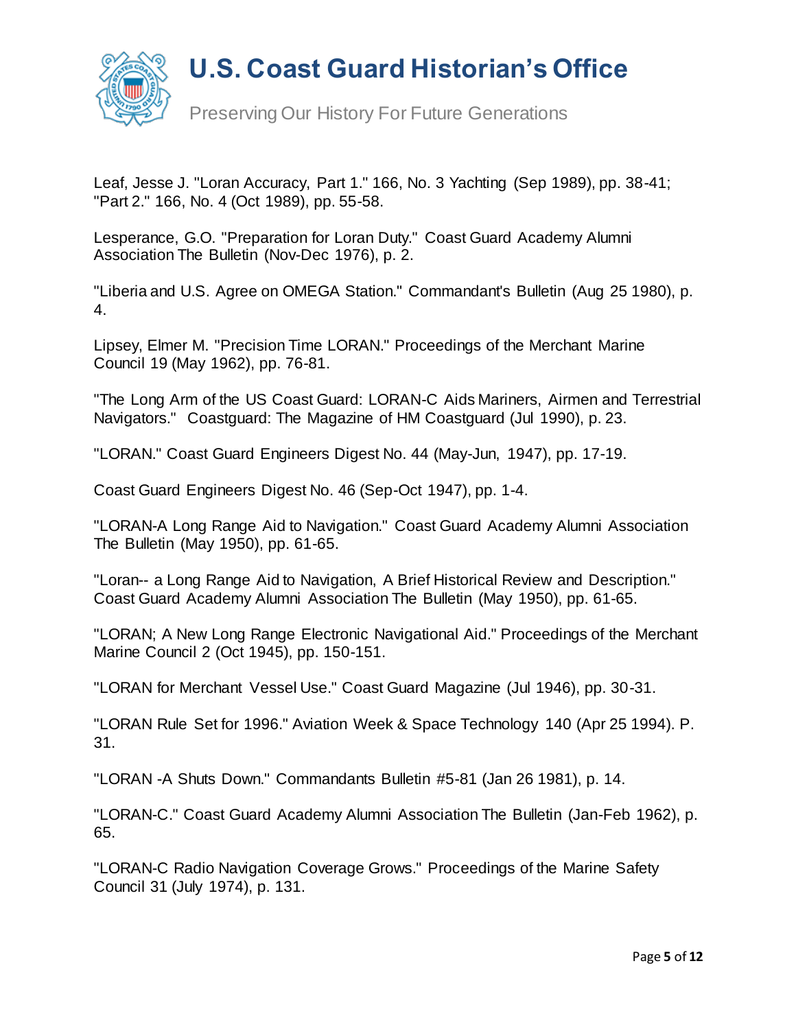Leaf, Jesse J. "Loran Accuracy, Part 1." 166, No. 3 Yachting (Sep 1989), pp. 38-41; "Part 2." 166, No. 4 (Oct 1989), pp. 55-58.

Lesperance, G.O. "Preparation for Loran Duty." Coast Guard Academy Alumni Association The Bulletin (Nov-Dec 1976), p. 2.

"Liberia and U.S. Agree on OMEGA Station." Commandant's Bulletin (Aug 25 1980), p. 4.

Lipsey, Elmer M. "Precision Time LORAN." Proceedings of the Merchant Marine Council 19 (May 1962), pp. 76-81.

"The Long Arm of the US Coast Guard: LORAN-C Aids Mariners, Airmen and Terrestrial Navigators." Coastguard: The Magazine of HM Coastguard (Jul 1990), p. 23.

"LORAN." Coast Guard Engineers Digest No. 44 (May-Jun, 1947), pp. 17-19.

Coast Guard Engineers Digest No. 46 (Sep-Oct 1947), pp. 1-4.

"LORAN-A Long Range Aid to Navigation." Coast Guard Academy Alumni Association The Bulletin (May 1950), pp. 61-65.

"Loran-- a Long Range Aid to Navigation, A Brief Historical Review and Description." Coast Guard Academy Alumni Association The Bulletin (May 1950), pp. 61-65.

"LORAN; A New Long Range Electronic Navigational Aid." Proceedings of the Merchant Marine Council 2 (Oct 1945), pp. 150-151.

"LORAN for Merchant Vessel Use." Coast Guard Magazine (Jul 1946), pp. 30-31.

"LORAN Rule Set for 1996." Aviation Week & Space Technology 140 (Apr 25 1994). P. 31.

"LORAN -A Shuts Down." Commandants Bulletin #5-81 (Jan 26 1981), p. 14.

"LORAN-C." Coast Guard Academy Alumni Association The Bulletin (Jan-Feb 1962), p. 65.

"LORAN-C Radio Navigation Coverage Grows." Proceedings of the Marine Safety Council 31 (July 1974), p. 131.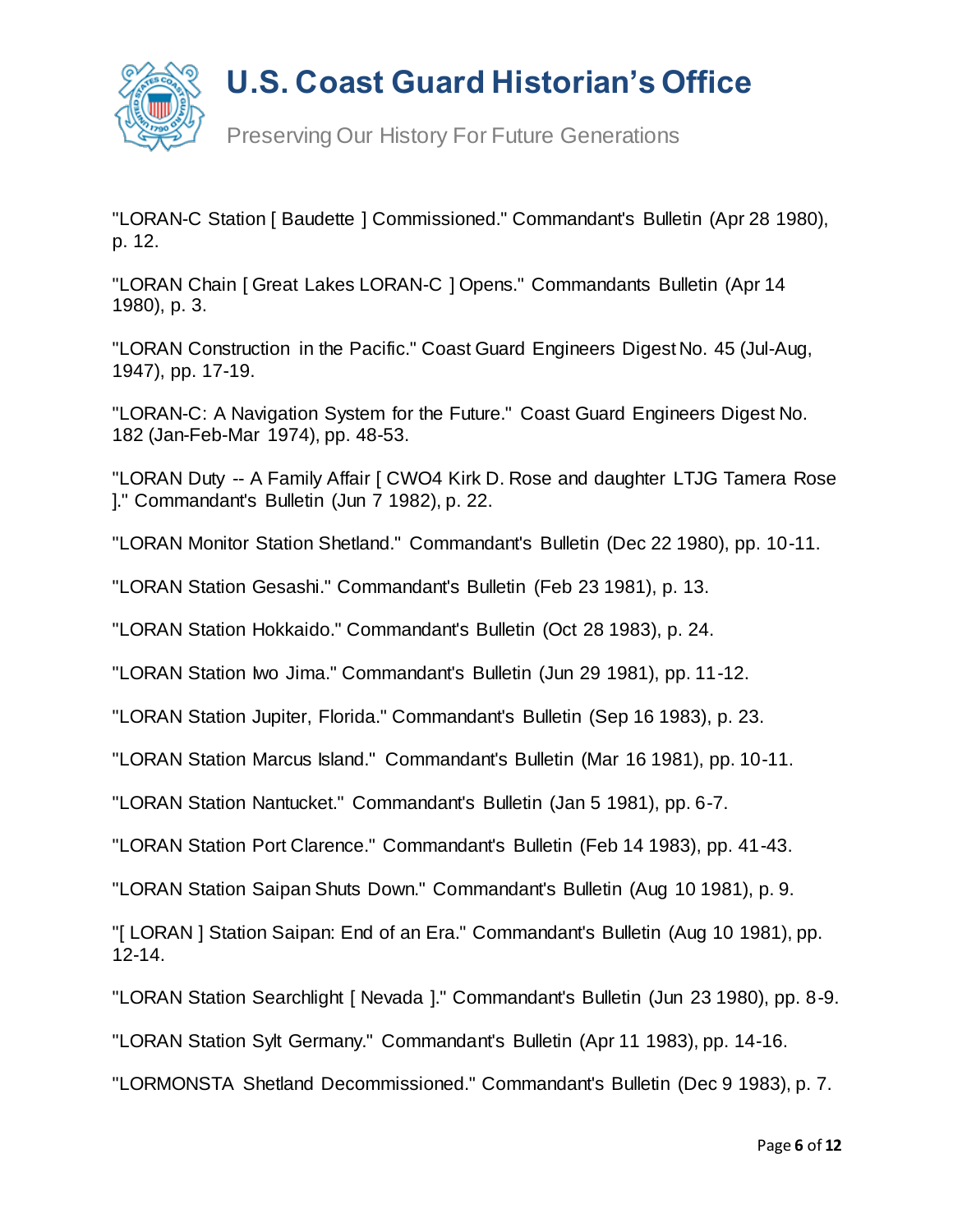"LORAN-C Station [ Baudette ] Commissioned." Commandant's Bulletin (Apr 28 1980), p. 12.

"LORAN Chain [ Great Lakes LORAN-C ] Opens." Commandants Bulletin (Apr 14 1980), p. 3.

"LORAN Construction in the Pacific." Coast Guard Engineers Digest No. 45 (Jul-Aug, 1947), pp. 17-19.

"LORAN-C: A Navigation System for the Future." Coast Guard Engineers Digest No. 182 (Jan-Feb-Mar 1974), pp. 48-53.

"LORAN Duty -- A Family Affair [ CWO4 Kirk D. Rose and daughter LTJG Tamera Rose ]." Commandant's Bulletin (Jun 7 1982), p. 22.

"LORAN Monitor Station Shetland." Commandant's Bulletin (Dec 22 1980), pp. 10-11.

"LORAN Station Gesashi." Commandant's Bulletin (Feb 23 1981), p. 13.

"LORAN Station Hokkaido." Commandant's Bulletin (Oct 28 1983), p. 24.

"LORAN Station Iwo Jima." Commandant's Bulletin (Jun 29 1981), pp. 11-12.

"LORAN Station Jupiter, Florida." Commandant's Bulletin (Sep 16 1983), p. 23.

"LORAN Station Marcus Island." Commandant's Bulletin (Mar 16 1981), pp. 10-11.

"LORAN Station Nantucket." Commandant's Bulletin (Jan 5 1981), pp. 6-7.

"LORAN Station Port Clarence." Commandant's Bulletin (Feb 14 1983), pp. 41-43.

"LORAN Station Saipan Shuts Down." Commandant's Bulletin (Aug 10 1981), p. 9.

"[ LORAN ] Station Saipan: End of an Era." Commandant's Bulletin (Aug 10 1981), pp. 12-14.

"LORAN Station Searchlight [ Nevada ]." Commandant's Bulletin (Jun 23 1980), pp. 8-9.

"LORAN Station Sylt Germany." Commandant's Bulletin (Apr 11 1983), pp. 14-16.

"LORMONSTA Shetland Decommissioned." Commandant's Bulletin (Dec 9 1983), p. 7.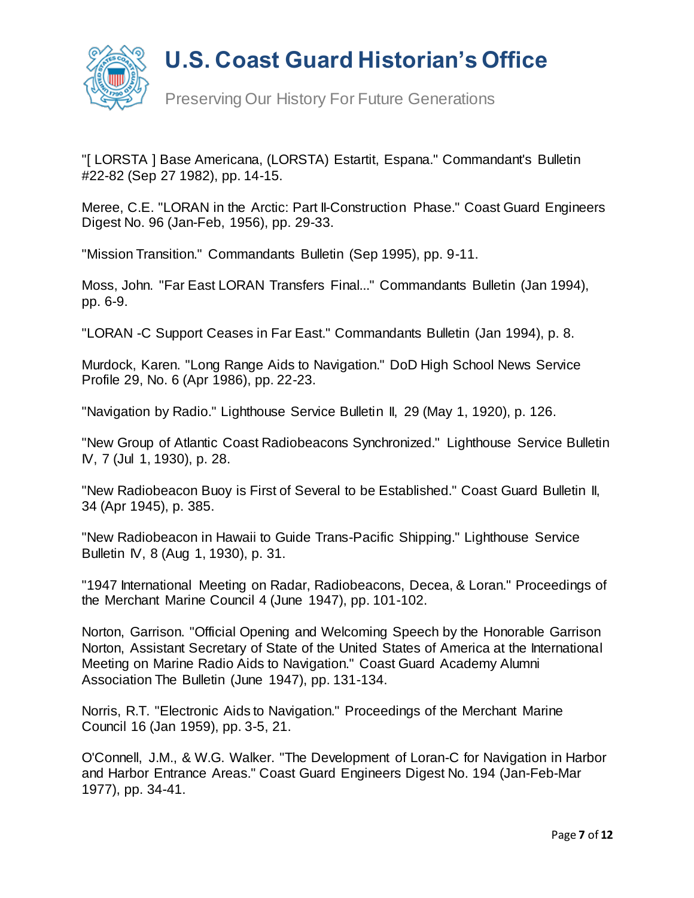"[ LORSTA ] Base Americana, (LORSTA) Estartit, Espana." Commandant's Bulletin #22-82 (Sep 27 1982), pp. 14-15.

Meree, C.E. "LORAN in the Arctic: Part II-Construction Phase." Coast Guard Engineers Digest No. 96 (Jan-Feb, 1956), pp. 29-33.

"Mission Transition." Commandants Bulletin (Sep 1995), pp. 9-11.

Moss, John. "Far East LORAN Transfers Final..." Commandants Bulletin (Jan 1994), pp. 6-9.

"LORAN -C Support Ceases in Far East." Commandants Bulletin (Jan 1994), p. 8.

Murdock, Karen. "Long Range Aids to Navigation." DoD High School News Service Profile 29, No. 6 (Apr 1986), pp. 22-23.

"Navigation by Radio." Lighthouse Service Bulletin II, 29 (May 1, 1920), p. 126.

"New Group of Atlantic Coast Radiobeacons Synchronized." Lighthouse Service Bulletin IV, 7 (Jul 1, 1930), p. 28.

"New Radiobeacon Buoy is First of Several to be Established." Coast Guard Bulletin II, 34 (Apr 1945), p. 385.

"New Radiobeacon in Hawaii to Guide Trans-Pacific Shipping." Lighthouse Service Bulletin IV, 8 (Aug 1, 1930), p. 31.

"1947 International Meeting on Radar, Radiobeacons, Decea, & Loran." Proceedings of the Merchant Marine Council 4 (June 1947), pp. 101-102.

Norton, Garrison. "Official Opening and Welcoming Speech by the Honorable Garrison Norton, Assistant Secretary of State of the United States of America at the International Meeting on Marine Radio Aids to Navigation." Coast Guard Academy Alumni Association The Bulletin (June 1947), pp. 131-134.

Norris, R.T. "Electronic Aids to Navigation." Proceedings of the Merchant Marine Council 16 (Jan 1959), pp. 3-5, 21.

O'Connell, J.M., & W.G. Walker. "The Development of Loran-C for Navigation in Harbor and Harbor Entrance Areas." Coast Guard Engineers Digest No. 194 (Jan-Feb-Mar 1977), pp. 34-41.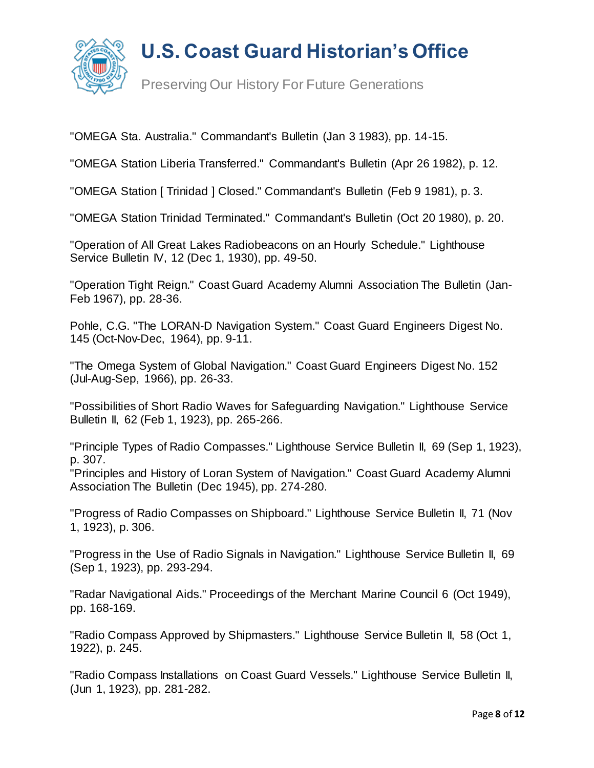"OMEGA Sta. Australia." Commandant's Bulletin (Jan 3 1983), pp. 14-15.

"OMEGA Station Liberia Transferred." Commandant's Bulletin (Apr 26 1982), p. 12.

"OMEGA Station [ Trinidad ] Closed." Commandant's Bulletin (Feb 9 1981), p. 3.

"OMEGA Station Trinidad Terminated." Commandant's Bulletin (Oct 20 1980), p. 20.

"Operation of All Great Lakes Radiobeacons on an Hourly Schedule." Lighthouse Service Bulletin IV, 12 (Dec 1, 1930), pp. 49-50.

"Operation Tight Reign." Coast Guard Academy Alumni Association The Bulletin (Jan-Feb 1967), pp. 28-36.

Pohle, C.G. "The LORAN-D Navigation System." Coast Guard Engineers Digest No. 145 (Oct-Nov-Dec, 1964), pp. 9-11.

"The Omega System of Global Navigation." Coast Guard Engineers Digest No. 152 (Jul-Aug-Sep, 1966), pp. 26-33.

"Possibilities of Short Radio Waves for Safeguarding Navigation." Lighthouse Service Bulletin II, 62 (Feb 1, 1923), pp. 265-266.

"Principle Types of Radio Compasses." Lighthouse Service Bulletin II, 69 (Sep 1, 1923), p. 307.

"Principles and History of Loran System of Navigation." Coast Guard Academy Alumni Association The Bulletin (Dec 1945), pp. 274-280.

"Progress of Radio Compasses on Shipboard." Lighthouse Service Bulletin II, 71 (Nov 1, 1923), p. 306.

"Progress in the Use of Radio Signals in Navigation." Lighthouse Service Bulletin II, 69 (Sep 1, 1923), pp. 293-294.

"Radar Navigational Aids." Proceedings of the Merchant Marine Council 6 (Oct 1949), pp. 168-169.

"Radio Compass Approved by Shipmasters." Lighthouse Service Bulletin II, 58 (Oct 1, 1922), p. 245.

"Radio Compass Installations on Coast Guard Vessels." Lighthouse Service Bulletin II, (Jun 1, 1923), pp. 281-282.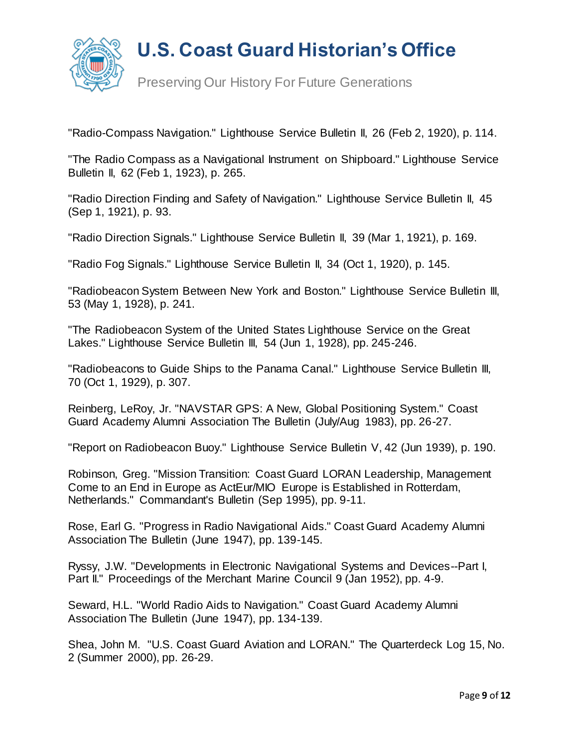"Radio-Compass Navigation." Lighthouse Service Bulletin II, 26 (Feb 2, 1920), p. 114.

"The Radio Compass as a Navigational Instrument on Shipboard." Lighthouse Service Bulletin II, 62 (Feb 1, 1923), p. 265.

"Radio Direction Finding and Safety of Navigation." Lighthouse Service Bulletin II, 45 (Sep 1, 1921), p. 93.

"Radio Direction Signals." Lighthouse Service Bulletin II, 39 (Mar 1, 1921), p. 169.

"Radio Fog Signals." Lighthouse Service Bulletin II, 34 (Oct 1, 1920), p. 145.

"Radiobeacon System Between New York and Boston." Lighthouse Service Bulletin III, 53 (May 1, 1928), p. 241.

"The Radiobeacon System of the United States Lighthouse Service on the Great Lakes." Lighthouse Service Bulletin III, 54 (Jun 1, 1928), pp. 245-246.

"Radiobeacons to Guide Ships to the Panama Canal." Lighthouse Service Bulletin III, 70 (Oct 1, 1929), p. 307.

Reinberg, LeRoy, Jr. "NAVSTAR GPS: A New, Global Positioning System." Coast Guard Academy Alumni Association The Bulletin (July/Aug 1983), pp. 26-27.

"Report on Radiobeacon Buoy." Lighthouse Service Bulletin V, 42 (Jun 1939), p. 190.

Robinson, Greg. "Mission Transition: Coast Guard LORAN Leadership, Management Come to an End in Europe as ActEur/MIO Europe is Established in Rotterdam, Netherlands." Commandant's Bulletin (Sep 1995), pp. 9-11.

Rose, Earl G. "Progress in Radio Navigational Aids." Coast Guard Academy Alumni Association The Bulletin (June 1947), pp. 139-145.

Ryssy, J.W. "Developments in Electronic Navigational Systems and Devices--Part I, Part II." Proceedings of the Merchant Marine Council 9 (Jan 1952), pp. 4-9.

Seward, H.L. "World Radio Aids to Navigation." Coast Guard Academy Alumni Association The Bulletin (June 1947), pp. 134-139.

Shea, John M. "U.S. Coast Guard Aviation and LORAN." The Quarterdeck Log 15, No. 2 (Summer 2000), pp. 26-29.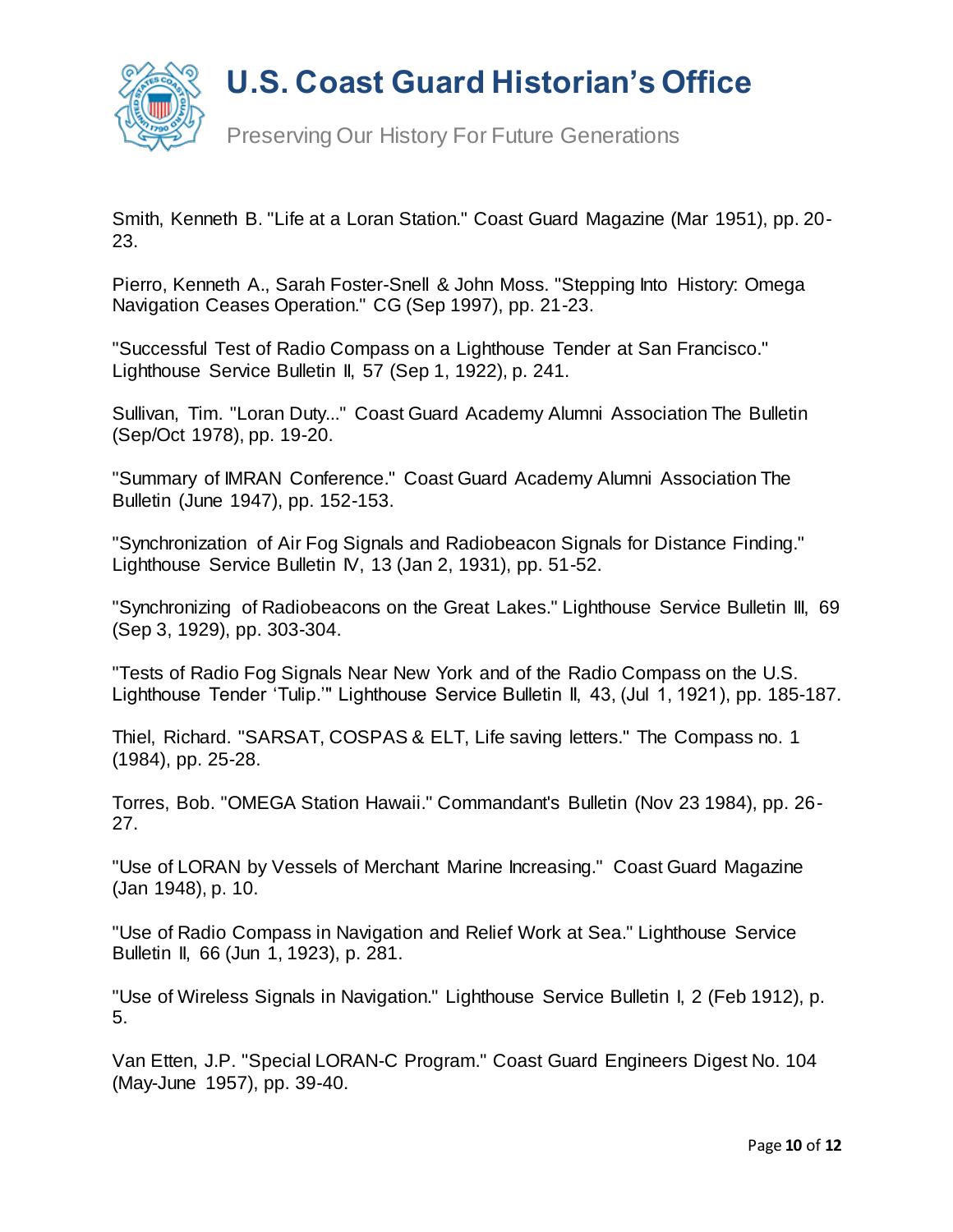Smith, Kenneth B. "Life at a Loran Station." Coast Guard Magazine (Mar 1951), pp. 20-23.

Pierro, Kenneth A., Sarah Foster-Snell & John Moss. "Stepping Into History: Omega Navigation Ceases Operation." CG (Sep 1997), pp. 21-23.

"Successful Test of Radio Compass on a Lighthouse Tender at San Francisco." Lighthouse Service Bulletin II, 57 (Sep 1, 1922), p. 241.

Sullivan, Tim. "Loran Duty..." Coast Guard Academy Alumni Association The Bulletin (Sep/Oct 1978), pp. 19-20.

"Summary of IMRAN Conference." Coast Guard Academy Alumni Association The Bulletin (June 1947), pp. 152-153.

"Synchronization of Air Fog Signals and Radiobeacon Signals for Distance Finding." Lighthouse Service Bulletin IV, 13 (Jan 2, 1931), pp. 51-52.

"Synchronizing of Radiobeacons on the Great Lakes." Lighthouse Service Bulletin III, 69 (Sep 3, 1929), pp. 303-304.

"Tests of Radio Fog Signals Near New York and of the Radio Compass on the U.S. Lighthouse Tender 'Tulip.'" Lighthouse Service Bulletin II, 43, (Jul 1, 1921), pp. 185-187.

Thiel, Richard. "SARSAT, COSPAS & ELT, Life saving letters." The Compass no. 1 (1984), pp. 25-28.

Torres, Bob. "OMEGA Station Hawaii." Commandant's Bulletin (Nov 23 1984), pp. 26-27.

"Use of LORAN by Vessels of Merchant Marine Increasing." Coast Guard Magazine (Jan 1948), p. 10.

"Use of Radio Compass in Navigation and Relief Work at Sea." Lighthouse Service Bulletin II, 66 (Jun 1, 1923), p. 281.

"Use of Wireless Signals in Navigation." Lighthouse Service Bulletin I, 2 (Feb 1912), p. 5.

Van Etten, J.P. "Special LORAN-C Program." Coast Guard Engineers Digest No. 104 (May-June 1957), pp. 39-40.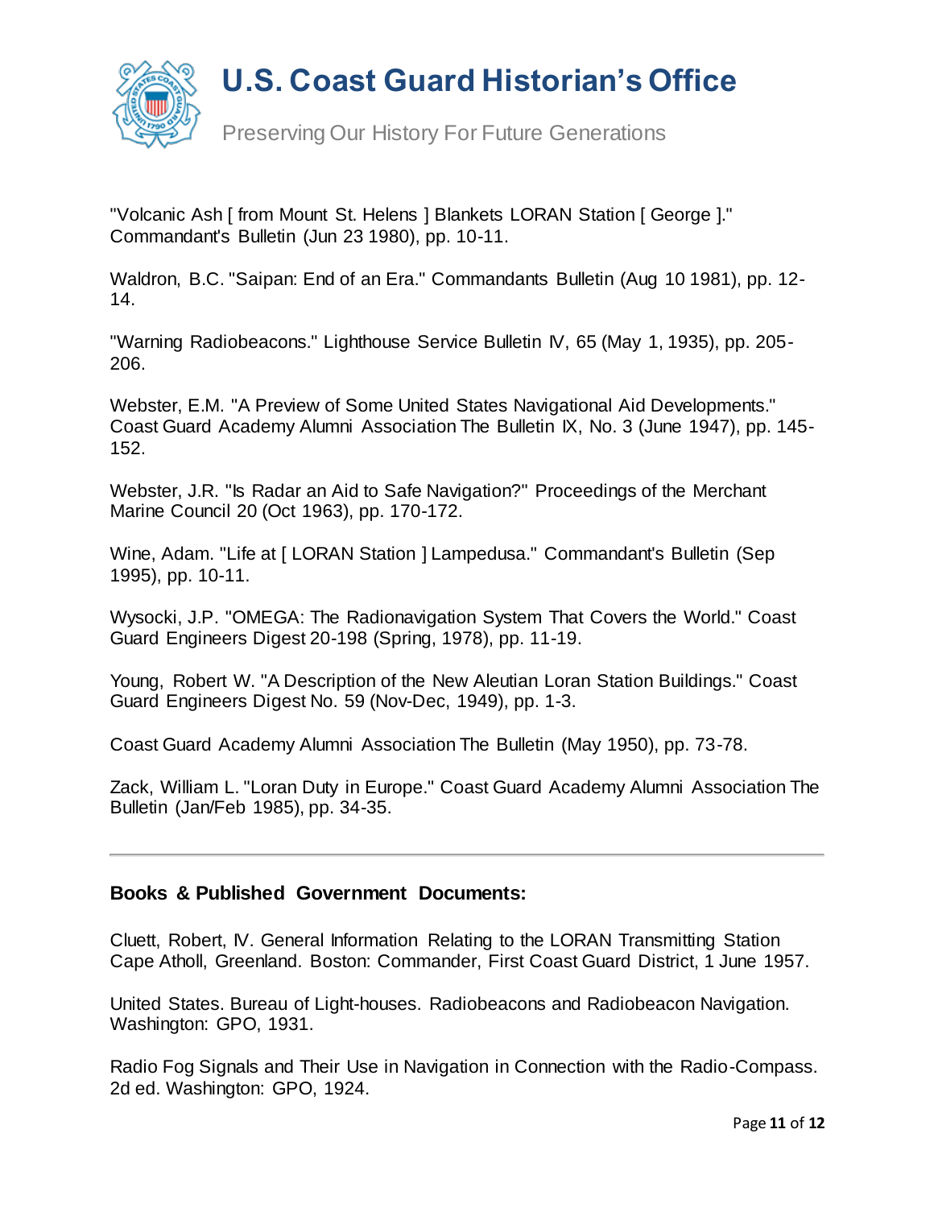"Volcanic Ash [ from Mount St. Helens ] Blankets LORAN Station [ George ]." Commandant's Bulletin (Jun 23 1980), pp. 10-11.

Waldron, B.C. "Saipan: End of an Era." Commandants Bulletin (Aug 10 1981), pp. 12-14.

"Warning Radiobeacons." Lighthouse Service Bulletin IV, 65 (May 1, 1935), pp. 205-206.

Webster, E.M. "A Preview of Some United States Navigational Aid Developments." Coast Guard Academy Alumni Association The Bulletin IX, No. 3 (June 1947), pp. 145-152.

Webster, J.R. "Is Radar an Aid to Safe Navigation?" Proceedings of the Merchant Marine Council 20 (Oct 1963), pp. 170-172.

Wine, Adam. "Life at [ LORAN Station ] Lampedusa." Commandant's Bulletin (Sep 1995), pp. 10-11.

Wysocki, J.P. "OMEGA: The Radionavigation System That Covers the World." Coast Guard Engineers Digest 20-198 (Spring, 1978), pp. 11-19.

Young, Robert W. "A Description of the New Aleutian Loran Station Buildings." Coast Guard Engineers Digest No. 59 (Nov-Dec, 1949), pp. 1-3.

Coast Guard Academy Alumni Association The Bulletin (May 1950), pp. 73-78.

Zack, William L. "Loran Duty in Europe." Coast Guard Academy Alumni Association The Bulletin (Jan/Feb 1985), pp. 34-35.

---

**Books & Published Government Documents:**

Cluett, Robert, IV. General Information Relating to the LORAN Transmitting Station Cape Atholl, Greenland. Boston: Commander, First Coast Guard District, 1 June 1957.

United States. Bureau of Light-houses. Radiobeacons and Radiobeacon Navigation. Washington: GPO, 1931.

Radio Fog Signals and Their Use in Navigation in Connection with the Radio-Compass. 2d ed. Washington: GPO, 1924.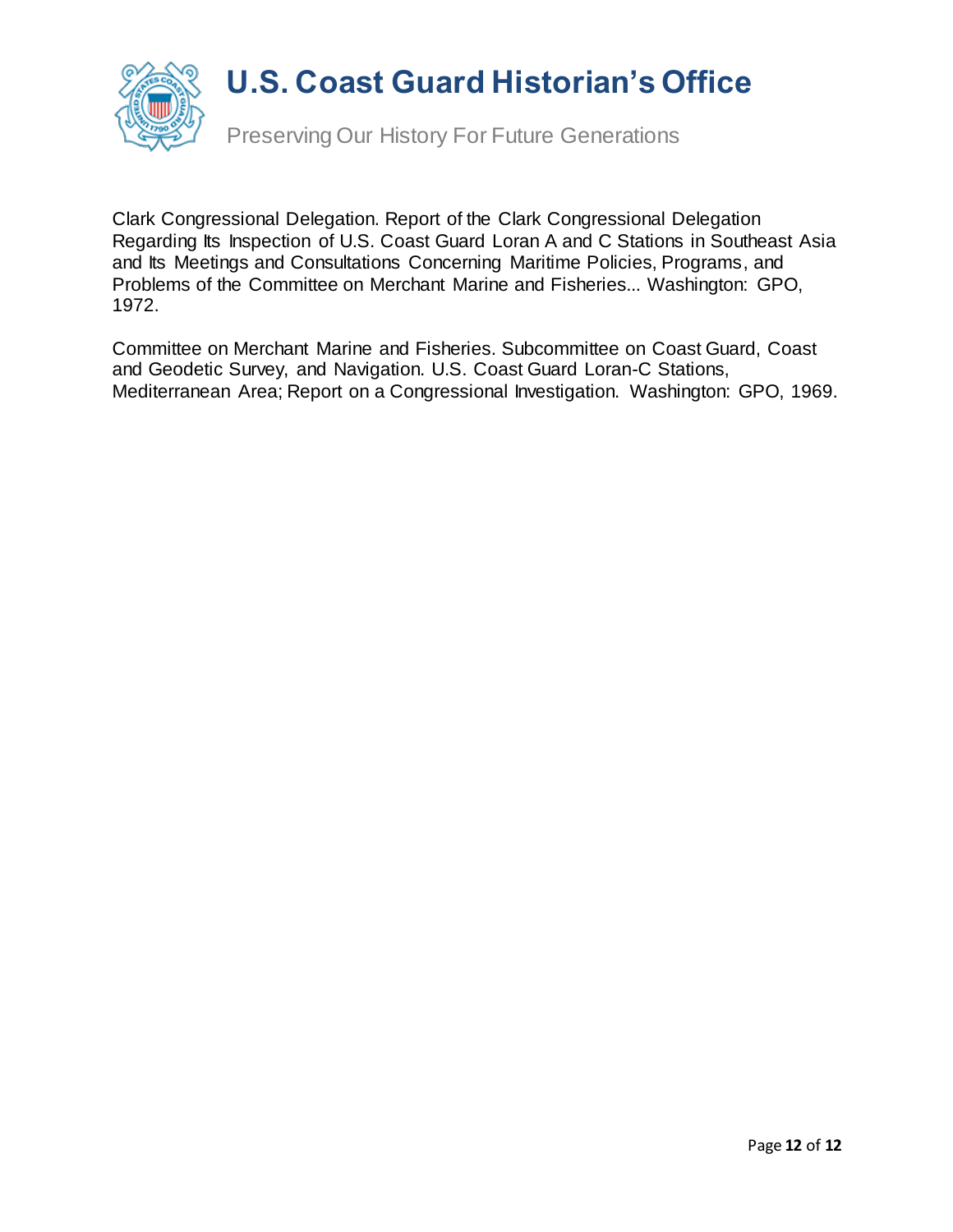Clark Congressional Delegation. Report of the Clark Congressional Delegation Regarding Its Inspection of U.S. Coast Guard Loran A and C Stations in Southeast Asia and Its Meetings and Consultations Concerning Maritime Policies, Programs, and Problems of the Committee on Merchant Marine and Fisheries... Washington: GPO, 1972.

Committee on Merchant Marine and Fisheries. Subcommittee on Coast Guard, Coast and Geodetic Survey, and Navigation. U.S. Coast Guard Loran-C Stations, Mediterranean Area; Report on a Congressional Investigation. Washington: GPO, 1969.